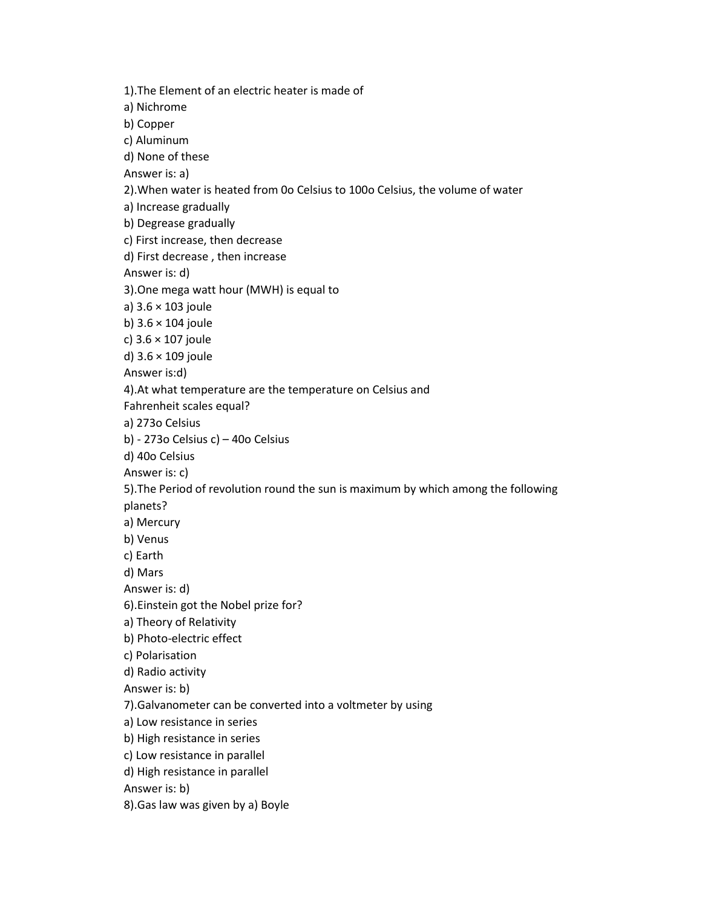1).The Element of an electric heater is made of

a) Nichrome

b) Copper

c) Aluminum

d) None of these

Answer is: a)

2).When water is heated from 0o Celsius to 100o Celsius, the volume of water

a) Increase gradually

b) Degrease gradually

c) First increase, then decrease

d) First decrease , then increase

Answer is: d)

3).One mega watt hour (MWH) is equal to

a) 3.6 × 103 joule

b) 3.6 × 104 joule

c) 3.6 × 107 joule

d) 3.6 × 109 joule

Answer is:d)

4).At what temperature are the temperature on Celsius and Fahrenheit scales equal?

a) 273o Celsius

b) - 273o Celsius c) – 40o Celsius

d) 40o Celsius

Answer is: c)

5).The Period of revolution round the sun is maximum by which among the following planets?

a) Mercury

b) Venus

c) Earth

d) Mars

Answer is: d)

6).Einstein got the Nobel prize for?

a) Theory of Relativity

b) Photo-electric effect

c) Polarisation

d) Radio activity

Answer is: b)

7).Galvanometer can be converted into a voltmeter by using

a) Low resistance in series

b) High resistance in series

c) Low resistance in parallel

d) High resistance in parallel

Answer is: b)

8).Gas law was given by a) Boyle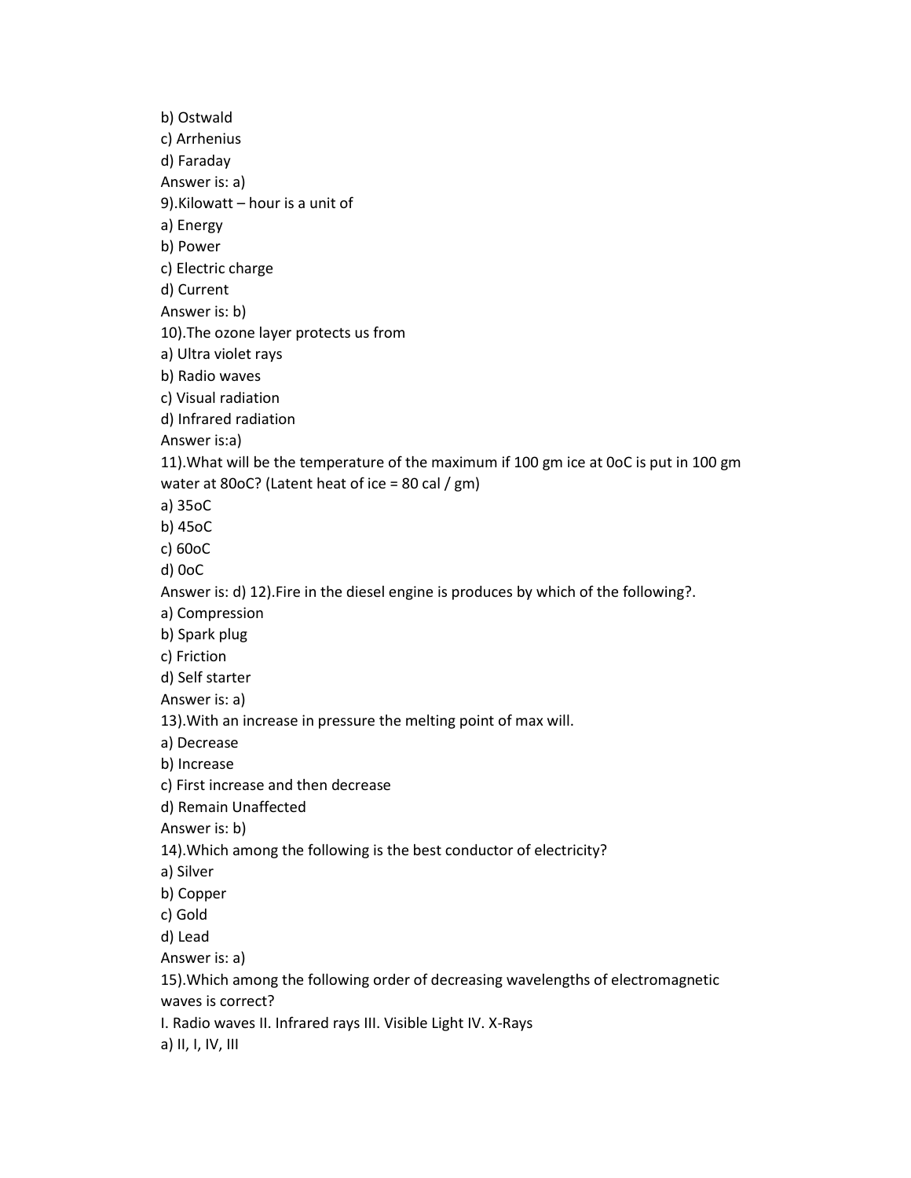b) Ostwald

c) Arrhenius

d) Faraday

Answer is: a)

9).Kilowatt – hour is a unit of

a) Energy

b) Power

c) Electric charge

d) Current

Answer is: b)

10).The ozone layer protects us from

a) Ultra violet rays

b) Radio waves

c) Visual radiation

d) Infrared radiation

Answer is:a)

11).What will be the temperature of the maximum if 100 gm ice at 0oC is put in 100 gm water at 80oC? (Latent heat of ice = 80 cal / gm)

a) 35oC

b) 45oC

c) 60oC

d) 0oC

Answer is: d) 12).Fire in the diesel engine is produces by which of the following?.

a) Compression

b) Spark plug

c) Friction

d) Self starter

Answer is: a)

13).With an increase in pressure the melting point of max will.

a) Decrease

b) Increase

c) First increase and then decrease

d) Remain Unaffected

Answer is: b)

14).Which among the following is the best conductor of electricity?

a) Silver

b) Copper

c) Gold

d) Lead

Answer is: a)

15).Which among the following order of decreasing wavelengths of electromagnetic waves is correct?

I. Radio waves II. Infrared rays III. Visible Light IV. X-Rays

a) II, I, IV, III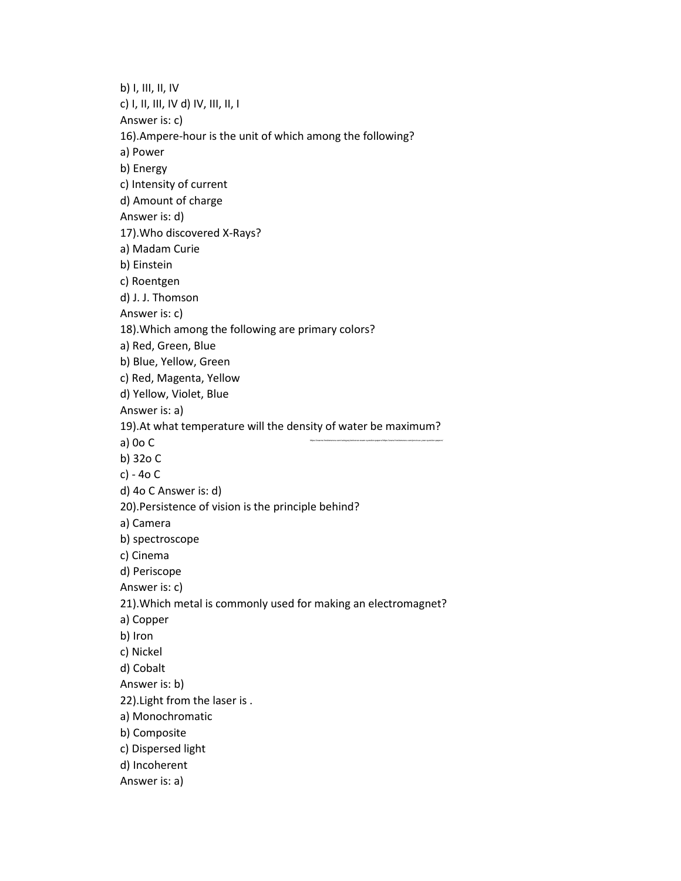b) I, III, II, IV

c) I, II, III, IV d) IV, III, II, I

Answer is: c)

16).Ampere-hour is the unit of which among the following?

a) Power

b) Energy

c) Intensity of current

d) Amount of charge

Answer is: d)

17).Who discovered X-Rays?

a) Madam Curie

b) Einstein

c) Roentgen

d) J. J. Thomson

Answer is: c)

18).Which among the following are primary colors?

a) Red, Green, Blue

b) Blue, Yellow, Green

c) Red, Magenta, Yellow

d) Yellow, Violet, Blue

Answer is: a)

19).At what temperature will the density of water be maximum?

a) 0o C

b) 32o C

c) - 4o C

d) 4o C Answer is: d)

20).Persistence of vision is the principle behind?

a) Camera

b) spectroscope

c) Cinema

d) Periscope

Answer is: c)

21).Which metal is commonly used for making an electromagnet?

a) Copper

b) Iron

c) Nickel

d) Cobalt

Answer is: b)

22).Light from the laser is .

a) Monochromatic

b) Composite

c) Dispersed light

d) Incoherent

Answer is: a)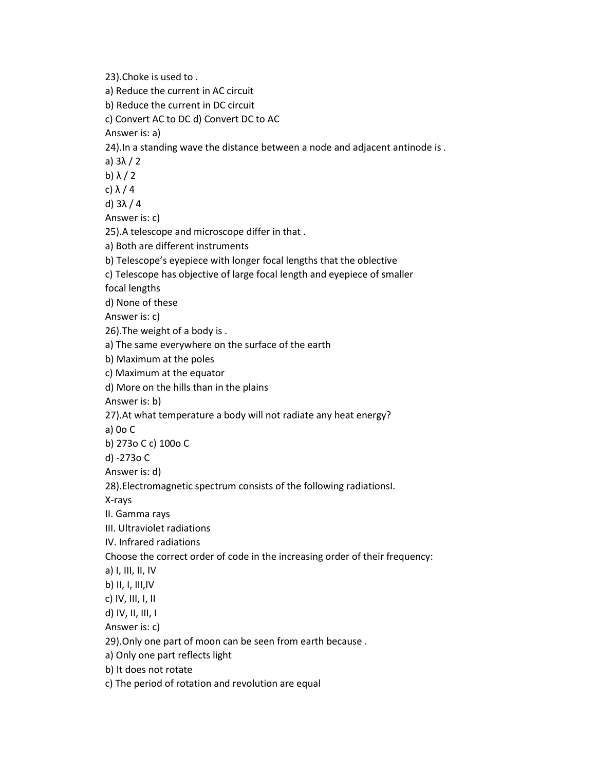23).Choke is used to .

a) Reduce the current in AC circuit

b) Reduce the current in DC circuit

c) Convert AC to DC d) Convert DC to AC

Answer is: a)

24).In a standing wave the distance between a node and adjacent antinode is .

a) $3\lambda / 2$

b) $\lambda / 2$

c) $\lambda / 4$

d) $3\lambda / 4$

Answer is: c)

25).A telescope and microscope differ in that .

a) Both are different instruments

b) Telescope's eyepiece with longer focal lengths that the oblective

c) Telescope has objective of large focal length and eyepiece of smaller focal lengths

d) None of these

Answer is: c)

26).The weight of a body is .

a) The same everywhere on the surface of the earth

b) Maximum at the poles

c) Maximum at the equator

d) More on the hills than in the plains

Answer is: b)

27).At what temperature a body will not radiate any heat energy?

a) 0o C

b) 273o C c) 100o C

d) -273o C

Answer is: d)

28).Electromagnetic spectrum consists of the following radiationsI. X-rays

II. Gamma rays

III. Ultraviolet radiations

IV. Infrared radiations

Choose the correct order of code in the increasing order of their frequency:

a) I, III, II, IV

b) II, I, III,IV

c) IV, III, I, II

d) IV, II, III, I

Answer is: c)

29).Only one part of moon can be seen from earth because .

a) Only one part reflects light

b) It does not rotate

c) The period of rotation and revolution are equal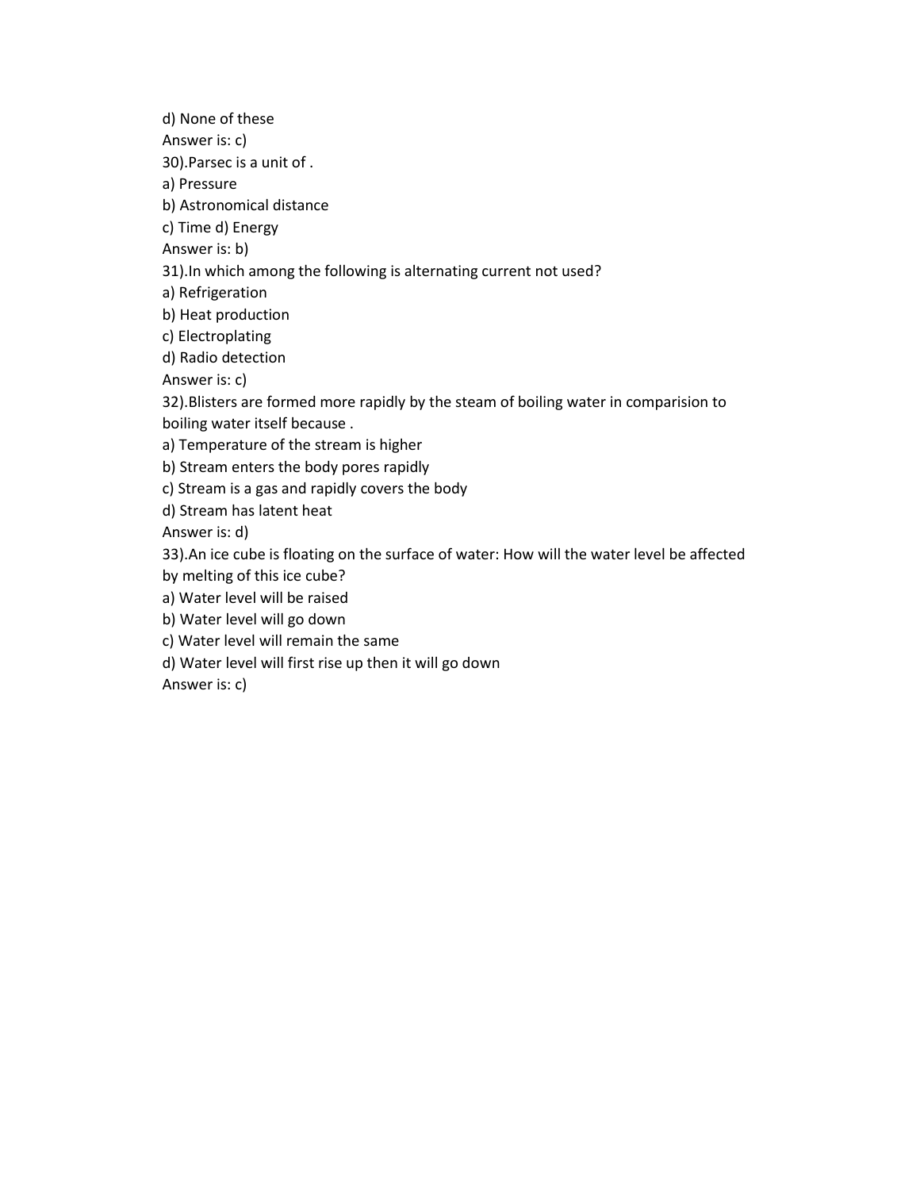d) None of these

Answer is: c)

30).Parsec is a unit of .

a) Pressure

b) Astronomical distance

c) Time d) Energy

Answer is: b)

31).In which among the following is alternating current not used?

a) Refrigeration

b) Heat production

c) Electroplating

d) Radio detection

Answer is: c)

32).Blisters are formed more rapidly by the steam of boiling water in comparision to boiling water itself because .

a) Temperature of the stream is higher

b) Stream enters the body pores rapidly

c) Stream is a gas and rapidly covers the body

d) Stream has latent heat

Answer is: d)

33).An ice cube is floating on the surface of water: How will the water level be affected by melting of this ice cube?

a) Water level will be raised

b) Water level will go down

c) Water level will remain the same

d) Water level will first rise up then it will go down

Answer is: c)